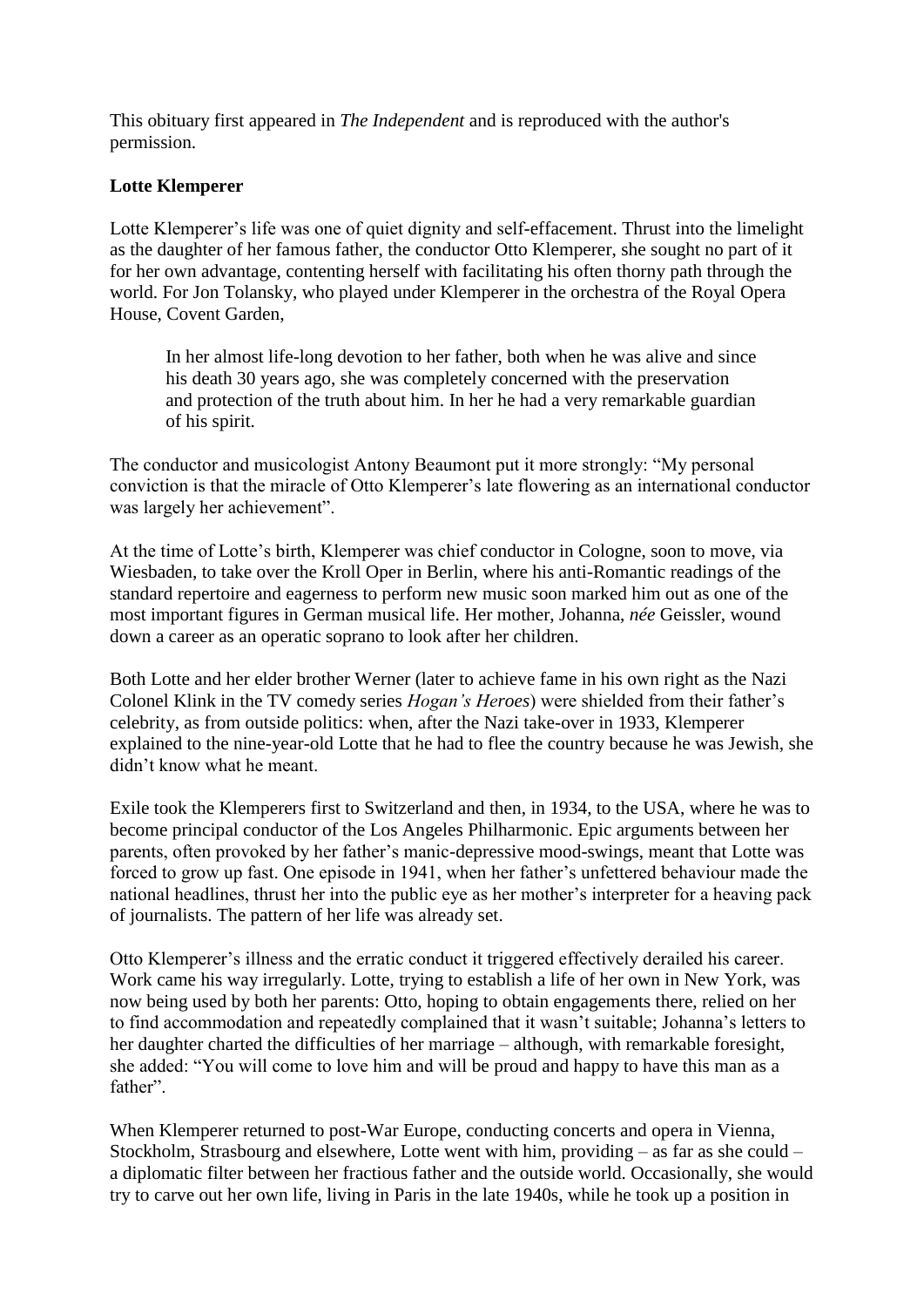This obituary first appeared in *The Independent* and is reproduced with the author's permission.

**Lotte Klemperer**

Lotte Klemperer's life was one of quiet dignity and self-effacement. Thrust into the limelight as the daughter of her famous father, the conductor Otto Klemperer, she sought no part of it for her own advantage, contenting herself with facilitating his often thorny path through the world. For Jon Tolansky, who played under Klemperer in the orchestra of the Royal Opera House, Covent Garden,

> In her almost life-long devotion to her father, both when he was alive and since his death 30 years ago, she was completely concerned with the preservation and protection of the truth about him. In her he had a very remarkable guardian of his spirit.

The conductor and musicologist Antony Beaumont put it more strongly: "My personal conviction is that the miracle of Otto Klemperer's late flowering as an international conductor was largely her achievement".

At the time of Lotte's birth, Klemperer was chief conductor in Cologne, soon to move, via Wiesbaden, to take over the Kroll Oper in Berlin, where his anti-Romantic readings of the standard repertoire and eagerness to perform new music soon marked him out as one of the most important figures in German musical life. Her mother, Johanna, *née* Geissler, wound down a career as an operatic soprano to look after her children.

Both Lotte and her elder brother Werner (later to achieve fame in his own right as the Nazi Colonel Klink in the TV comedy series *Hogan's Heroes*) were shielded from their father's celebrity, as from outside politics: when, after the Nazi take-over in 1933, Klemperer explained to the nine-year-old Lotte that he had to flee the country because he was Jewish, she didn't know what he meant.

Exile took the Klemperers first to Switzerland and then, in 1934, to the USA, where he was to become principal conductor of the Los Angeles Philharmonic. Epic arguments between her parents, often provoked by her father's manic-depressive mood-swings, meant that Lotte was forced to grow up fast. One episode in 1941, when her father's unfettered behaviour made the national headlines, thrust her into the public eye as her mother's interpreter for a heaving pack of journalists. The pattern of her life was already set.

Otto Klemperer's illness and the erratic conduct it triggered effectively derailed his career. Work came his way irregularly. Lotte, trying to establish a life of her own in New York, was now being used by both her parents: Otto, hoping to obtain engagements there, relied on her to find accommodation and repeatedly complained that it wasn't suitable; Johanna's letters to her daughter charted the difficulties of her marriage – although, with remarkable foresight, she added: "You will come to love him and will be proud and happy to have this man as a father".

When Klemperer returned to post-War Europe, conducting concerts and opera in Vienna, Stockholm, Strasbourg and elsewhere, Lotte went with him, providing – as far as she could – a diplomatic filter between her fractious father and the outside world. Occasionally, she would try to carve out her own life, living in Paris in the late 1940s, while he took up a position in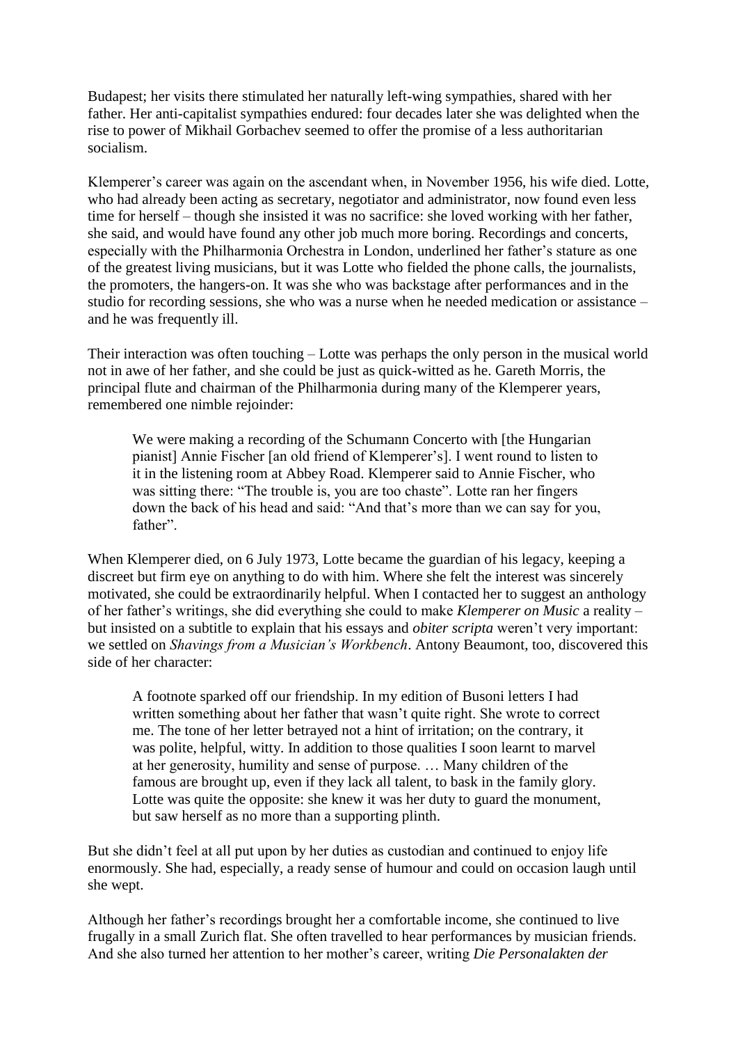Budapest; her visits there stimulated her naturally left-wing sympathies, shared with her father. Her anti-capitalist sympathies endured: four decades later she was delighted when the rise to power of Mikhail Gorbachev seemed to offer the promise of a less authoritarian socialism.

Klemperer's career was again on the ascendant when, in November 1956, his wife died. Lotte, who had already been acting as secretary, negotiator and administrator, now found even less time for herself – though she insisted it was no sacrifice: she loved working with her father, she said, and would have found any other job much more boring. Recordings and concerts, especially with the Philharmonia Orchestra in London, underlined her father's stature as one of the greatest living musicians, but it was Lotte who fielded the phone calls, the journalists, the promoters, the hangers-on. It was she who was backstage after performances and in the studio for recording sessions, she who was a nurse when he needed medication or assistance – and he was frequently ill.

Their interaction was often touching – Lotte was perhaps the only person in the musical world not in awe of her father, and she could be just as quick-witted as he. Gareth Morris, the principal flute and chairman of the Philharmonia during many of the Klemperer years, remembered one nimble rejoinder:

> We were making a recording of the Schumann Concerto with [the Hungarian pianist] Annie Fischer [an old friend of Klemperer's]. I went round to listen to it in the listening room at Abbey Road. Klemperer said to Annie Fischer, who was sitting there: "The trouble is, you are too chaste". Lotte ran her fingers down the back of his head and said: "And that's more than we can say for you, father".

When Klemperer died, on 6 July 1973, Lotte became the guardian of his legacy, keeping a discreet but firm eye on anything to do with him. Where she felt the interest was sincerely motivated, she could be extraordinarily helpful. When I contacted her to suggest an anthology of her father's writings, she did everything she could to make *Klemperer on Music* a reality – but insisted on a subtitle to explain that his essays and *obiter scripta* weren't very important: we settled on *Shavings from a Musician's Workbench*. Antony Beaumont, too, discovered this side of her character:

> A footnote sparked off our friendship. In my edition of Busoni letters I had written something about her father that wasn't quite right. She wrote to correct me. The tone of her letter betrayed not a hint of irritation; on the contrary, it was polite, helpful, witty. In addition to those qualities I soon learnt to marvel at her generosity, humility and sense of purpose. … Many children of the famous are brought up, even if they lack all talent, to bask in the family glory. Lotte was quite the opposite: she knew it was her duty to guard the monument, but saw herself as no more than a supporting plinth.

But she didn't feel at all put upon by her duties as custodian and continued to enjoy life enormously. She had, especially, a ready sense of humour and could on occasion laugh until she wept.

Although her father's recordings brought her a comfortable income, she continued to live frugally in a small Zurich flat. She often travelled to hear performances by musician friends. And she also turned her attention to her mother's career, writing *Die Personalakten der*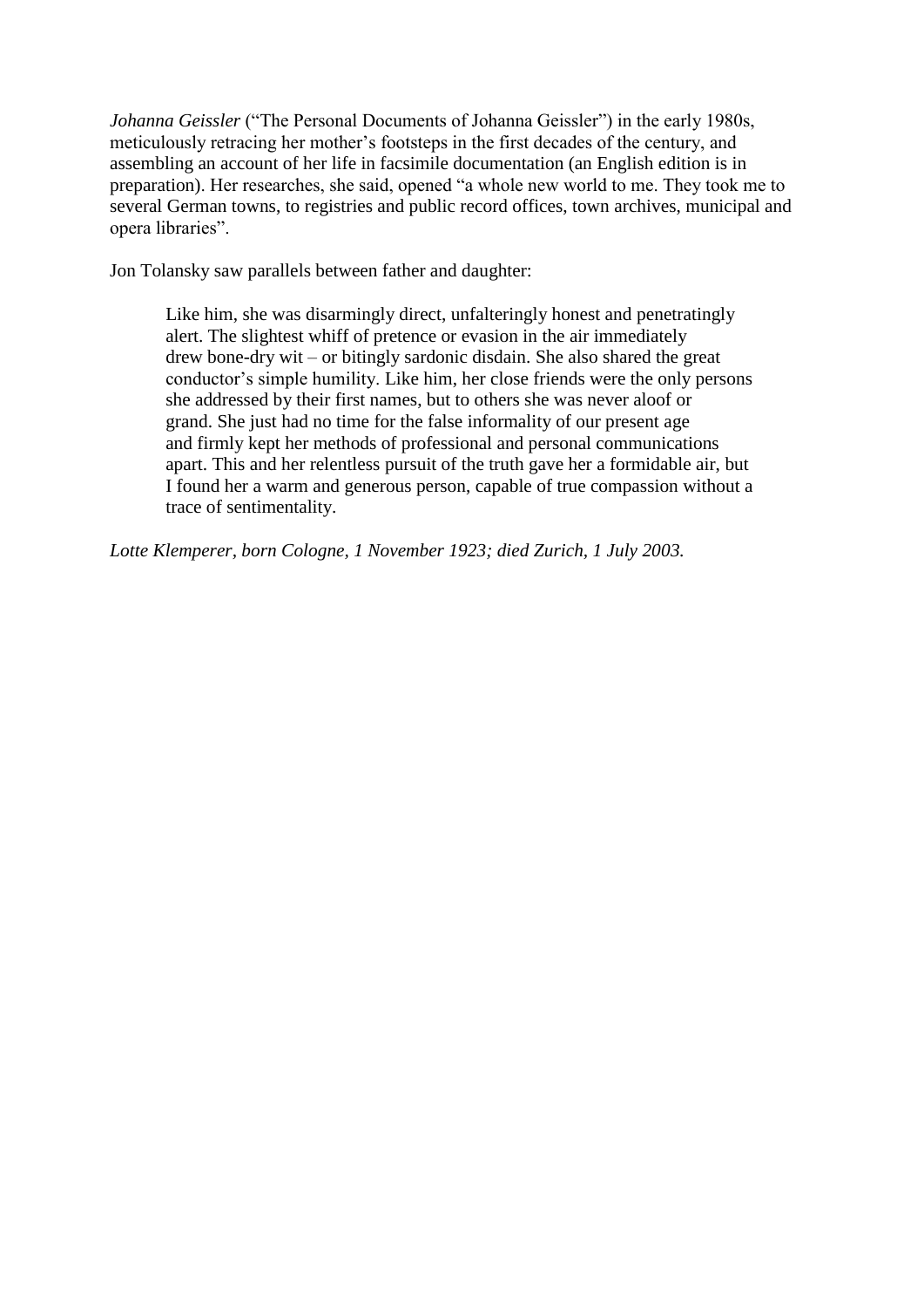*Johanna Geissler* ("The Personal Documents of Johanna Geissler") in the early 1980s, meticulously retracing her mother's footsteps in the first decades of the century, and assembling an account of her life in facsimile documentation (an English edition is in preparation). Her researches, she said, opened "a whole new world to me. They took me to several German towns, to registries and public record offices, town archives, municipal and opera libraries".

Jon Tolansky saw parallels between father and daughter:

> Like him, she was disarmingly direct, unfalteringly honest and penetratingly alert. The slightest whiff of pretence or evasion in the air immediately drew bone-dry wit – or bitingly sardonic disdain. She also shared the great conductor's simple humility. Like him, her close friends were the only persons she addressed by their first names, but to others she was never aloof or grand. She just had no time for the false informality of our present age and firmly kept her methods of professional and personal communications apart. This and her relentless pursuit of the truth gave her a formidable air, but I found her a warm and generous person, capable of true compassion without a trace of sentimentality.

*Lotte Klemperer, born Cologne, 1 November 1923; died Zurich, 1 July 2003.*